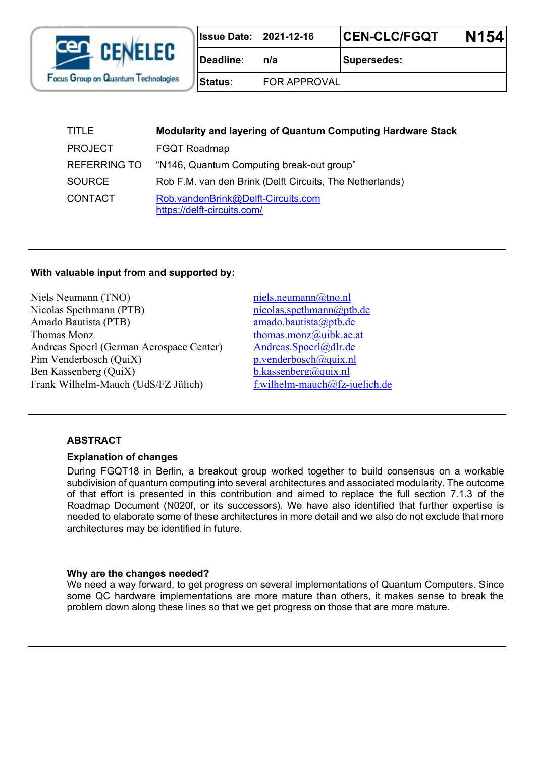| Issue Date: | 2021-12-16 | CEN-CLC/FGQT | N154 |
|---|---|---|---|
| Deadline: | n/a | Supersedes: | |
| Status: | FOR APPROVAL | | |

| | |
|---|---|
| TITLE | **Modularity and layering of Quantum Computing Hardware Stack** |
| PROJECT | FGQT Roadmap |
| REFERRING TO | “N146, Quantum Computing break-out group” |
| SOURCE | Rob F.M. van den Brink (Delft Circuits, The Netherlands) |
| CONTACT | Rob.vandenBrink@Delft-Circuits.com<br>https://delft-circuits.com/ |

---

**With valuable input from and supported by:**

| | |
|---|---|
| Niels Neumann (TNO) | niels.neumann@tno.nl |
| Nicolas Spethmann (PTB) | nicolas.spethmann@ptb.de |
| Amado Bautista (PTB) | amado.bautista@ptb.de |
| Thomas Monz | thomas.monz@uibk.ac.at |
| Andreas Spoerl (German Aerospace Center) | Andreas.Spoerl@dlr.de |
| Pim Venderbosch (QuiX) | p.venderbosch@quix.nl |
| Ben Kassenberg (QuiX) | b.kassenberg@quix.nl |
| Frank Wilhelm-Mauch (UdS/FZ Jülich) | f.wilhelm-mauch@fz-juelich.de |

---

## ABSTRACT

### Explanation of changes

During FGQT18 in Berlin, a breakout group worked together to build consensus on a workable subdivision of quantum computing into several architectures and associated modularity. The outcome of that effort is presented in this contribution and aimed to replace the full section 7.1.3 of the Roadmap Document (N020f, or its successors). We have also identified that further expertise is needed to elaborate some of these architectures in more detail and we also do not exclude that more architectures may be identified in future.

### Why are the changes needed?

We need a way forward, to get progress on several implementations of Quantum Computers. Since some QC hardware implementations are more mature than others, it makes sense to break the problem down along these lines so that we get progress on those that are more mature.

---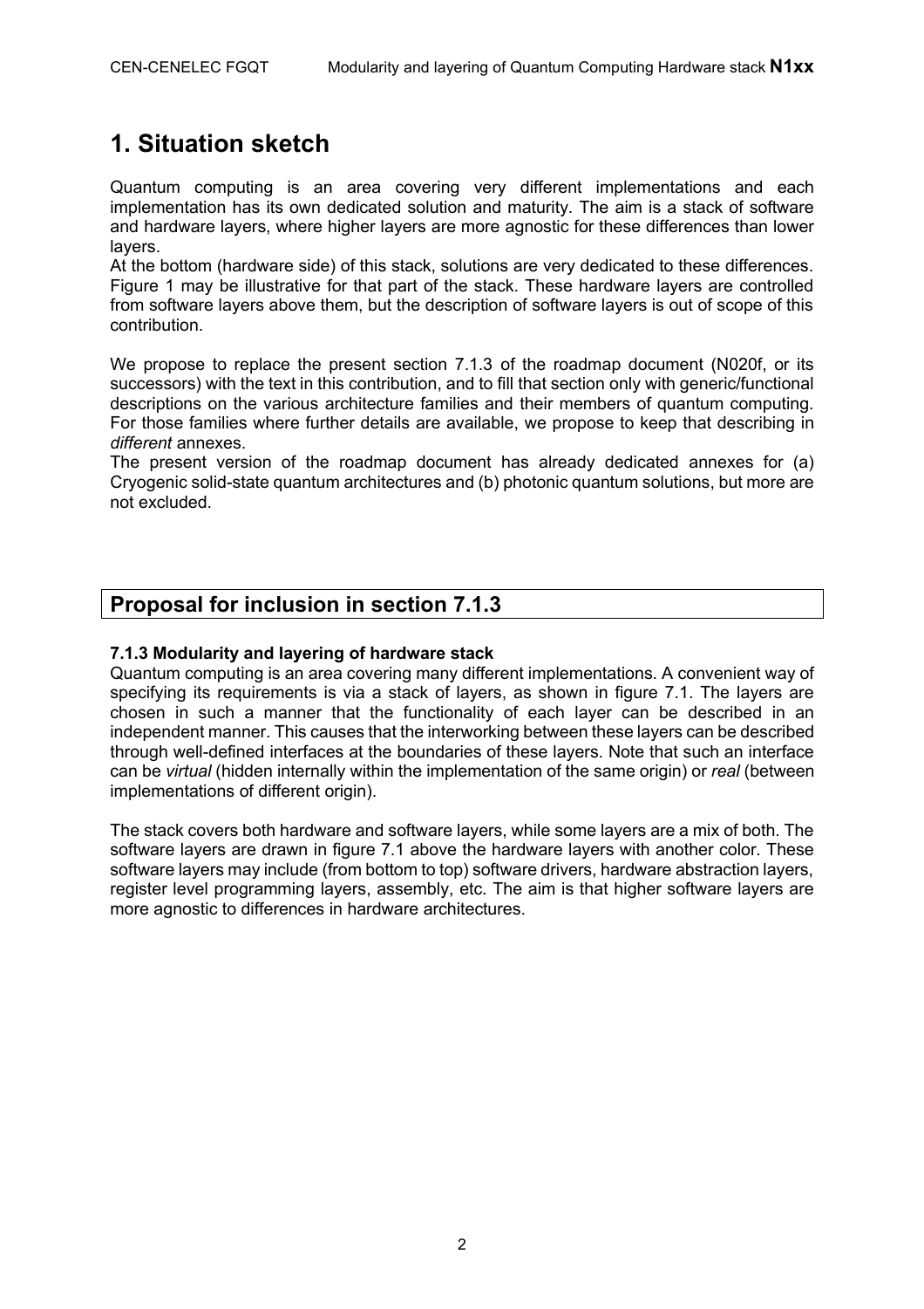# 1. Situation sketch

Quantum computing is an area covering very different implementations and each implementation has its own dedicated solution and maturity. The aim is a stack of software and hardware layers, where higher layers are more agnostic for these differences than lower layers.
At the bottom (hardware side) of this stack, solutions are very dedicated to these differences. Figure 1 may be illustrative for that part of the stack. These hardware layers are controlled from software layers above them, but the description of software layers is out of scope of this contribution.

We propose to replace the present section 7.1.3 of the roadmap document (N020f, or its successors) with the text in this contribution, and to fill that section only with generic/functional descriptions on the various architecture families and their members of quantum computing. For those families where further details are available, we propose to keep that describing in *different* annexes.
The present version of the roadmap document has already dedicated annexes for (a) Cryogenic solid-state quantum architectures and (b) photonic quantum solutions, but more are not excluded.

## Proposal for inclusion in section 7.1.3

### 7.1.3 Modularity and layering of hardware stack

Quantum computing is an area covering many different implementations. A convenient way of specifying its requirements is via a stack of layers, as shown in figure 7.1. The layers are chosen in such a manner that the functionality of each layer can be described in an independent manner. This causes that the interworking between these layers can be described through well-defined interfaces at the boundaries of these layers. Note that such an interface can be *virtual* (hidden internally within the implementation of the same origin) or *real* (between implementations of different origin).

The stack covers both hardware and software layers, while some layers are a mix of both. The software layers are drawn in figure 7.1 above the hardware layers with another color. These software layers may include (from bottom to top) software drivers, hardware abstraction layers, register level programming layers, assembly, etc. The aim is that higher software layers are more agnostic to differences in hardware architectures.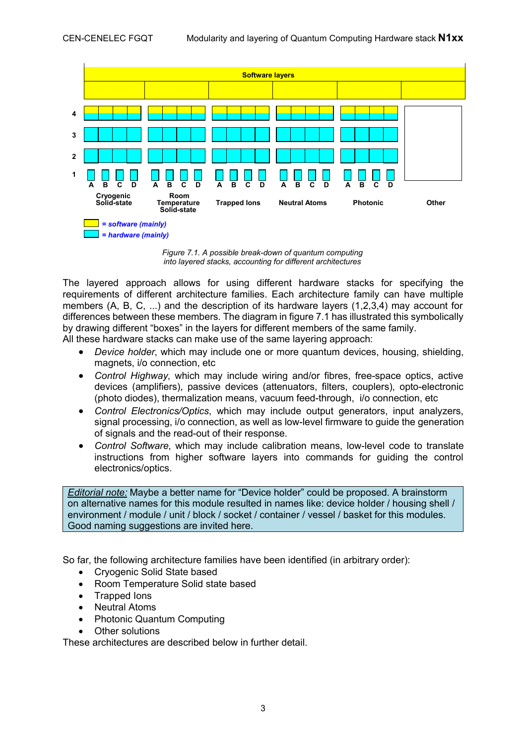Software layers

| | Cryogenic Solid-state | Room Temperature Solid-state | Trapped Ions | Neutral Atoms | Photonic | Other |
|---|---|---|---|---|---|---|
| 4 | A B C D | A B C D | A B C D | A B C D | A B C D | |
| 3 | A B C D | A B C D | A B C D | A B C D | A B C D | |
| 2 | A B C D | A B C D | A B C D | A B C D | A B C D | |
| 1 | A B C D | A B C D | A B C D | A B C D | A B C D | |

= *software (mainly)*

= *hardware (mainly)*

*Figure 7.1. A possible break-down of quantum computing into layered stacks, accounting for different architectures*

The layered approach allows for using different hardware stacks for specifying the requirements of different architecture families. Each architecture family can have multiple members (A, B, C, ...) and the description of its hardware layers (1,2,3,4) may account for differences between these members. The diagram in figure 7.1 has illustrated this symbolically by drawing different "boxes" in the layers for different members of the same family.
All these hardware stacks can make use of the same layering approach:

- *Device holder*, which may include one or more quantum devices, housing, shielding, magnets, i/o connection, etc
- *Control Highway*, which may include wiring and/or fibres, free-space optics, active devices (amplifiers), passive devices (attenuators, filters, couplers), opto-electronic (photo diodes), thermalization means, vacuum feed-through, i/o connection, etc
- *Control Electronics/Optics*, which may include output generators, input analyzers, signal processing, i/o connection, as well as low-level firmware to guide the generation of signals and the read-out of their response.
- *Control Software*, which may include calibration means, low-level code to translate instructions from higher software layers into commands for guiding the control electronics/optics.

> *Editorial note:* Maybe a better name for "Device holder" could be proposed. A brainstorm on alternative names for this module resulted in names like: device holder / housing shell / environment / module / unit / block / socket / container / vessel / basket for this modules. Good naming suggestions are invited here.

So far, the following architecture families have been identified (in arbitrary order):

- Cryogenic Solid State based
- Room Temperature Solid state based
- Trapped Ions
- Neutral Atoms
- Photonic Quantum Computing
- Other solutions

These architectures are described below in further detail.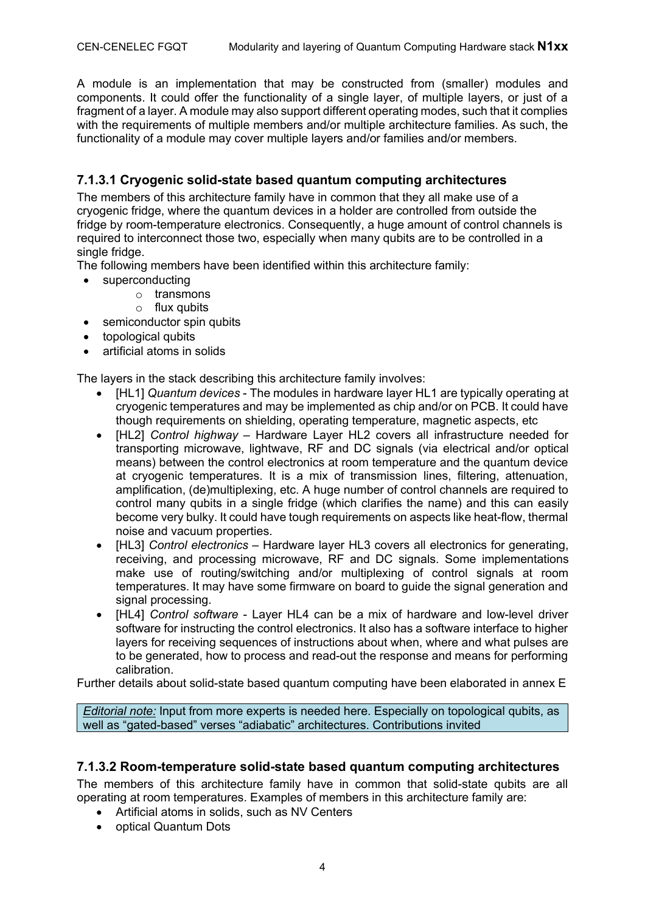A module is an implementation that may be constructed from (smaller) modules and components. It could offer the functionality of a single layer, of multiple layers, or just of a fragment of a layer. A module may also support different operating modes, such that it complies with the requirements of multiple members and/or multiple architecture families. As such, the functionality of a module may cover multiple layers and/or families and/or members.

### 7.1.3.1 Cryogenic solid-state based quantum computing architectures

The members of this architecture family have in common that they all make use of a cryogenic fridge, where the quantum devices in a holder are controlled from outside the fridge by room-temperature electronics. Consequently, a huge amount of control channels is required to interconnect those two, especially when many qubits are to be controlled in a single fridge.

The following members have been identified within this architecture family:

- superconducting
  - transmons
  - flux qubits
- semiconductor spin qubits
- topological qubits
- artificial atoms in solids

The layers in the stack describing this architecture family involves:

- [HL1] *Quantum devices* - The modules in hardware layer HL1 are typically operating at cryogenic temperatures and may be implemented as chip and/or on PCB. It could have though requirements on shielding, operating temperature, magnetic aspects, etc
- [HL2] *Control highway* – Hardware Layer HL2 covers all infrastructure needed for transporting microwave, lightwave, RF and DC signals (via electrical and/or optical means) between the control electronics at room temperature and the quantum device at cryogenic temperatures. It is a mix of transmission lines, filtering, attenuation, amplification, (de)multiplexing, etc. A huge number of control channels are required to control many qubits in a single fridge (which clarifies the name) and this can easily become very bulky. It could have tough requirements on aspects like heat-flow, thermal noise and vacuum properties.
- [HL3] *Control electronics* – Hardware layer HL3 covers all electronics for generating, receiving, and processing microwave, RF and DC signals. Some implementations make use of routing/switching and/or multiplexing of control signals at room temperatures. It may have some firmware on board to guide the signal generation and signal processing.
- [HL4] *Control software* - Layer HL4 can be a mix of hardware and low-level driver software for instructing the control electronics. It also has a software interface to higher layers for receiving sequences of instructions about when, where and what pulses are to be generated, how to process and read-out the response and means for performing calibration.

Further details about solid-state based quantum computing have been elaborated in annex E

*Editorial note:* Input from more experts is needed here. Especially on topological qubits, as well as “gated-based” verses “adiabatic” architectures. Contributions invited

### 7.1.3.2 Room-temperature solid-state based quantum computing architectures

The members of this architecture family have in common that solid-state qubits are all operating at room temperatures. Examples of members in this architecture family are:

- Artificial atoms in solids, such as NV Centers
- optical Quantum Dots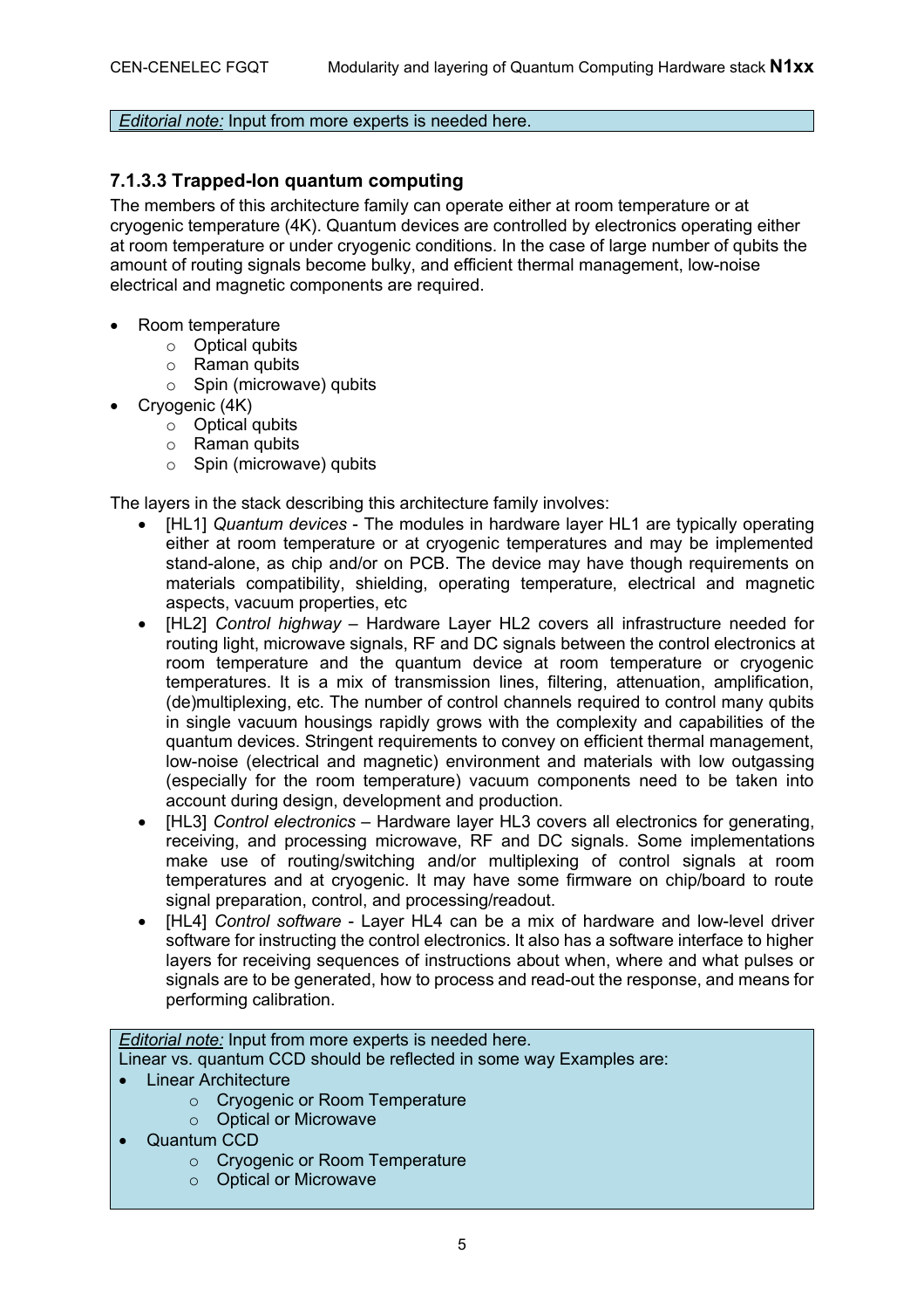*Editorial note:* Input from more experts is needed here.

### 7.1.3.3 Trapped-Ion quantum computing

The members of this architecture family can operate either at room temperature or at cryogenic temperature (4K). Quantum devices are controlled by electronics operating either at room temperature or under cryogenic conditions. In the case of large number of qubits the amount of routing signals become bulky, and efficient thermal management, low-noise electrical and magnetic components are required.

- Room temperature
  - Optical qubits
  - Raman qubits
  - Spin (microwave) qubits
- Cryogenic (4K)
  - Optical qubits
  - Raman qubits
  - Spin (microwave) qubits

The layers in the stack describing this architecture family involves:

- [HL1] *Quantum devices* - The modules in hardware layer HL1 are typically operating either at room temperature or at cryogenic temperatures and may be implemented stand-alone, as chip and/or on PCB. The device may have though requirements on materials compatibility, shielding, operating temperature, electrical and magnetic aspects, vacuum properties, etc
- [HL2] *Control highway* – Hardware Layer HL2 covers all infrastructure needed for routing light, microwave signals, RF and DC signals between the control electronics at room temperature and the quantum device at room temperature or cryogenic temperatures. It is a mix of transmission lines, filtering, attenuation, amplification, (de)multiplexing, etc. The number of control channels required to control many qubits in single vacuum housings rapidly grows with the complexity and capabilities of the quantum devices. Stringent requirements to convey on efficient thermal management, low-noise (electrical and magnetic) environment and materials with low outgassing (especially for the room temperature) vacuum components need to be taken into account during design, development and production.
- [HL3] *Control electronics* – Hardware layer HL3 covers all electronics for generating, receiving, and processing microwave, RF and DC signals. Some implementations make use of routing/switching and/or multiplexing of control signals at room temperatures and at cryogenic. It may have some firmware on chip/board to route signal preparation, control, and processing/readout.
- [HL4] *Control software* - Layer HL4 can be a mix of hardware and low-level driver software for instructing the control electronics. It also has a software interface to higher layers for receiving sequences of instructions about when, where and what pulses or signals are to be generated, how to process and read-out the response, and means for performing calibration.

*Editorial note:* Input from more experts is needed here.
Linear vs. quantum CCD should be reflected in some way Examples are:

- Linear Architecture
  - Cryogenic or Room Temperature
  - Optical or Microwave
- Quantum CCD
  - Cryogenic or Room Temperature
  - Optical or Microwave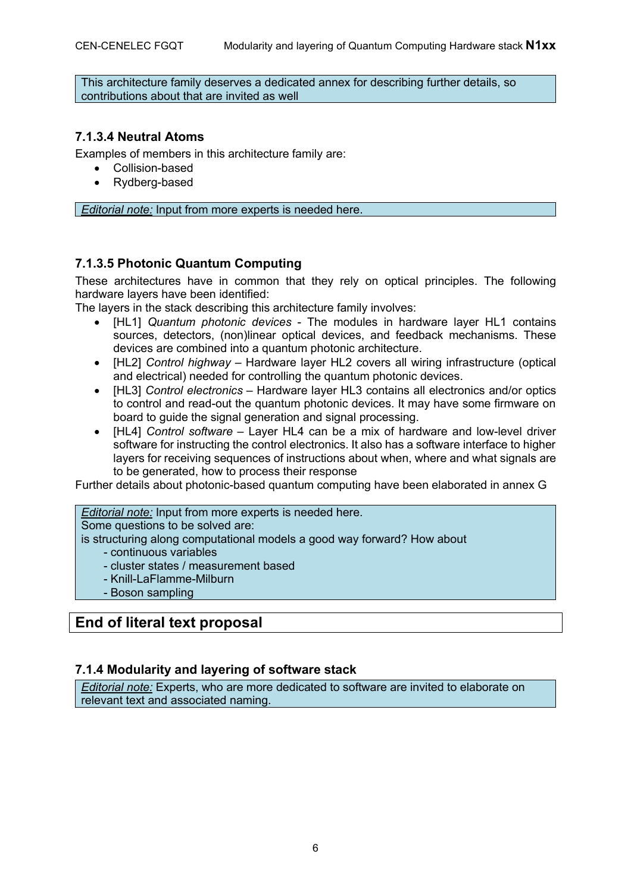This architecture family deserves a dedicated annex for describing further details, so contributions about that are invited as well

### 7.1.3.4 Neutral Atoms

Examples of members in this architecture family are:

- Collision-based
- Rydberg-based

*Editorial note:* Input from more experts is needed here.

### 7.1.3.5 Photonic Quantum Computing

These architectures have in common that they rely on optical principles. The following hardware layers have been identified:

The layers in the stack describing this architecture family involves:

- [HL1] *Quantum photonic devices* - The modules in hardware layer HL1 contains sources, detectors, (non)linear optical devices, and feedback mechanisms. These devices are combined into a quantum photonic architecture.
- [HL2] *Control highway* – Hardware layer HL2 covers all wiring infrastructure (optical and electrical) needed for controlling the quantum photonic devices.
- [HL3] *Control electronics* – Hardware layer HL3 contains all electronics and/or optics to control and read-out the quantum photonic devices. It may have some firmware on board to guide the signal generation and signal processing.
- [HL4] *Control software* – Layer HL4 can be a mix of hardware and low-level driver software for instructing the control electronics. It also has a software interface to higher layers for receiving sequences of instructions about when, where and what signals are to be generated, how to process their response

Further details about photonic-based quantum computing have been elaborated in annex G

*Editorial note:* Input from more experts is needed here.
Some questions to be solved are:
is structuring along computational models a good way forward? How about
- continuous variables
- cluster states / measurement based
- Knill-LaFlamme-Milburn
- Boson sampling

## End of literal text proposal

### 7.1.4 Modularity and layering of software stack

*Editorial note:* Experts, who are more dedicated to software are invited to elaborate on relevant text and associated naming.